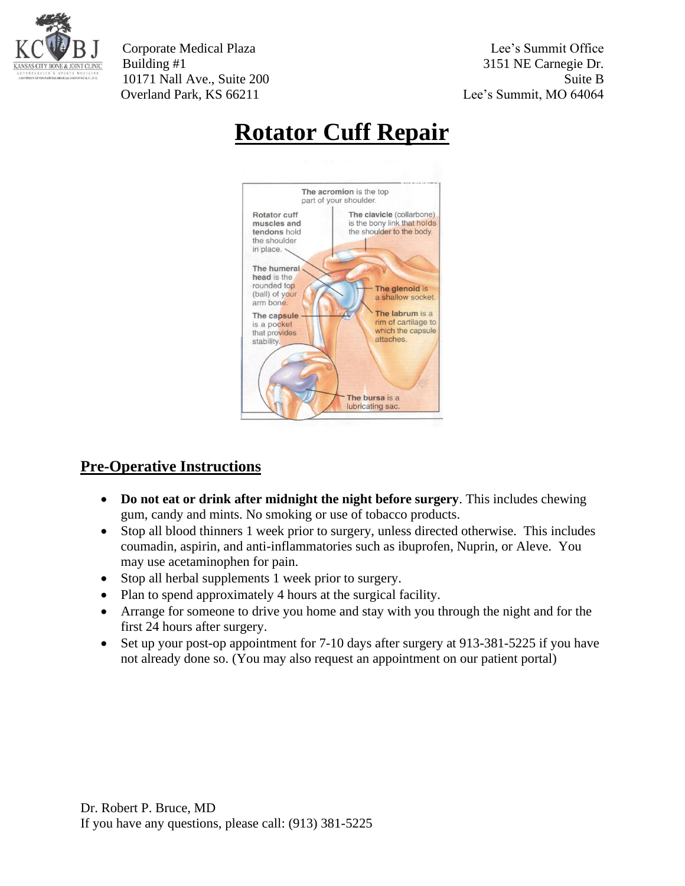Corporate Medical Plaza
Building #1
10171 Nall Ave., Suite 200
Overland Park, KS 66211

Lee's Summit Office
3151 NE Carnegie Dr.
Suite B
Lee's Summit, MO 64064

# Rotator Cuff Repair

## Pre-Operative Instructions

- **Do not eat or drink after midnight the night before surgery**. This includes chewing gum, candy and mints. No smoking or use of tobacco products.
- Stop all blood thinners 1 week prior to surgery, unless directed otherwise. This includes coumadin, aspirin, and anti-inflammatories such as ibuprofen, Nuprin, or Aleve. You may use acetaminophen for pain.
- Stop all herbal supplements 1 week prior to surgery.
- Plan to spend approximately 4 hours at the surgical facility.
- Arrange for someone to drive you home and stay with you through the night and for the first 24 hours after surgery.
- Set up your post-op appointment for 7-10 days after surgery at 913-381-5225 if you have not already done so. (You may also request an appointment on our patient portal)

Dr. Robert P. Bruce, MD
If you have any questions, please call: (913) 381-5225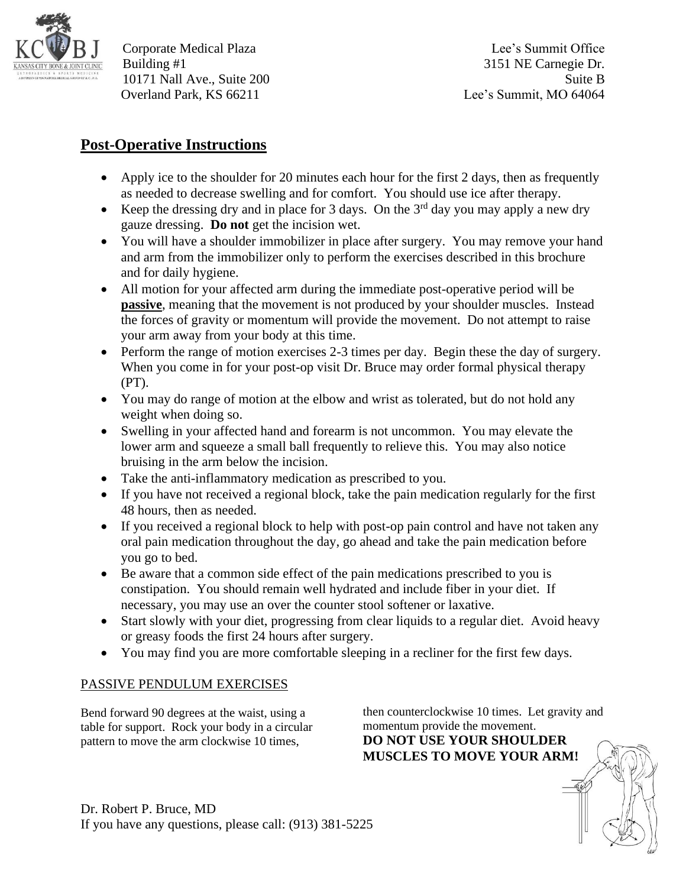Corporate Medical Plaza
Building #1
10171 Nall Ave., Suite 200
Overland Park, KS 66211

Lee's Summit Office
3151 NE Carnegie Dr.
Suite B
Lee's Summit, MO 64064

## Post-Operative Instructions

- Apply ice to the shoulder for 20 minutes each hour for the first 2 days, then as frequently as needed to decrease swelling and for comfort. You should use ice after therapy.
- Keep the dressing dry and in place for 3 days. On the 3rd day you may apply a new dry gauze dressing. **Do not** get the incision wet.
- You will have a shoulder immobilizer in place after surgery. You may remove your hand and arm from the immobilizer only to perform the exercises described in this brochure and for daily hygiene.
- All motion for your affected arm during the immediate post-operative period will be **passive**, meaning that the movement is not produced by your shoulder muscles. Instead the forces of gravity or momentum will provide the movement. Do not attempt to raise your arm away from your body at this time.
- Perform the range of motion exercises 2-3 times per day. Begin these the day of surgery. When you come in for your post-op visit Dr. Bruce may order formal physical therapy (PT).
- You may do range of motion at the elbow and wrist as tolerated, but do not hold any weight when doing so.
- Swelling in your affected hand and forearm is not uncommon. You may elevate the lower arm and squeeze a small ball frequently to relieve this. You may also notice bruising in the arm below the incision.
- Take the anti-inflammatory medication as prescribed to you.
- If you have not received a regional block, take the pain medication regularly for the first 48 hours, then as needed.
- If you received a regional block to help with post-op pain control and have not taken any oral pain medication throughout the day, go ahead and take the pain medication before you go to bed.
- Be aware that a common side effect of the pain medications prescribed to you is constipation. You should remain well hydrated and include fiber in your diet. If necessary, you may use an over the counter stool softener or laxative.
- Start slowly with your diet, progressing from clear liquids to a regular diet. Avoid heavy or greasy foods the first 24 hours after surgery.
- You may find you are more comfortable sleeping in a recliner for the first few days.

### PASSIVE PENDULUM EXERCISES

Bend forward 90 degrees at the waist, using a table for support. Rock your body in a circular pattern to move the arm clockwise 10 times, then counterclockwise 10 times. Let gravity and momentum provide the movement.

**DO NOT USE YOUR SHOULDER MUSCLES TO MOVE YOUR ARM!**

Dr. Robert P. Bruce, MD
If you have any questions, please call: (913) 381-5225